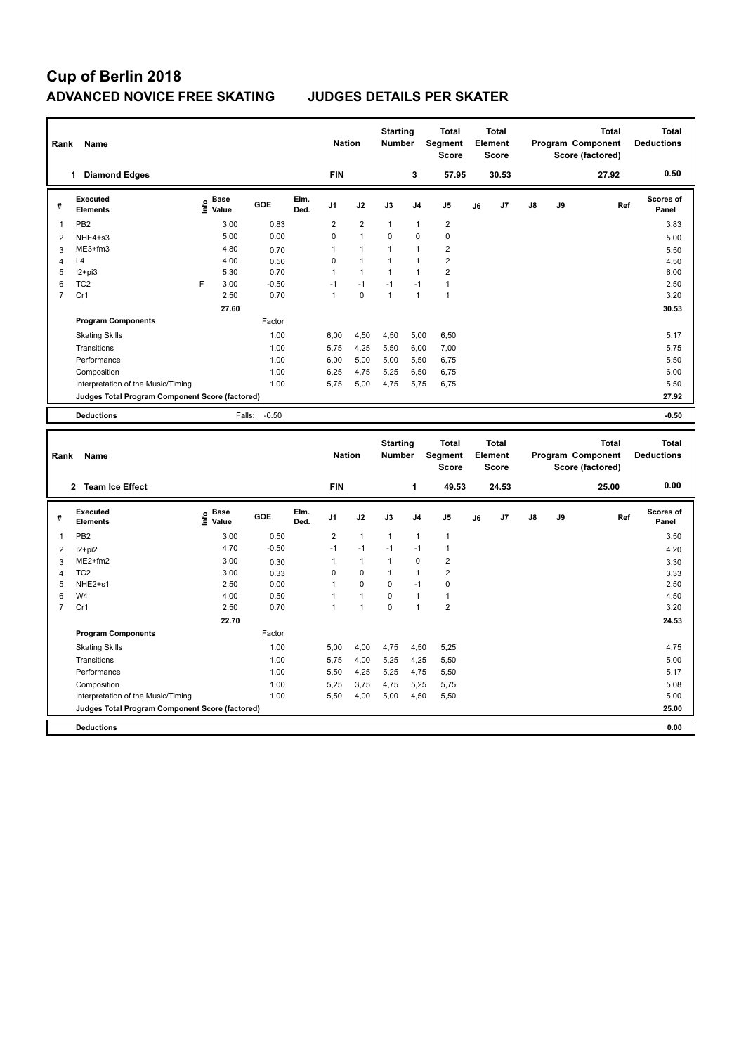# Cup of Berlin 2018

## ADVANCED NOVICE FREE SKATING — JUDGES DETAILS PER SKATER

| Rank | Name | Nation | Starting Number | Total Segment Score | Total Element Score | Total Program Component Score (factored) | Total Deductions |
|---|---|---|---|---|---|---|---|
| 1 | Diamond Edges | FIN | 3 | 57.95 | 30.53 | 27.92 | 0.50 |

| # | Executed Elements | Info | Base Value | GOE | Elm. Ded. | J1 | J2 | J3 | J4 | J5 | J6 | J7 | J8 | J9 | Ref | Scores of Panel |
|---|---|---|---|---|---|---|---|---|---|---|---|---|---|---|---|---|
| 1 | PB2 | | 3.00 | 0.83 | | 2 | 2 | 1 | 1 | 2 | | | | | | 3.83 |
| 2 | NHE4+s3 | | 5.00 | 0.00 | | 0 | 1 | 0 | 0 | 0 | | | | | | 5.00 |
| 3 | ME3+fm3 | | 4.80 | 0.70 | | 1 | 1 | 1 | 1 | 2 | | | | | | 5.50 |
| 4 | L4 | | 4.00 | 0.50 | | 0 | 1 | 1 | 1 | 2 | | | | | | 4.50 |
| 5 | I2+pi3 | | 5.30 | 0.70 | | 1 | 1 | 1 | 1 | 2 | | | | | | 6.00 |
| 6 | TC2 | F | 3.00 | -0.50 | | -1 | -1 | -1 | -1 | 1 | | | | | | 2.50 |
| 7 | Cr1 | | 2.50 | 0.70 | | 1 | 0 | 1 | 1 | 1 | | | | | | 3.20 |
| | | | 27.60 | | | | | | | | | | | | | 30.53 |

| Program Components | Factor | J1 | J2 | J3 | J4 | J5 | J6 | J7 | J8 | J9 | Scores of Panel |
|---|---|---|---|---|---|---|---|---|---|---|---|
| Skating Skills | 1.00 | 6,00 | 4,50 | 4,50 | 5,00 | 6,50 | | | | | 5.17 |
| Transitions | 1.00 | 5,75 | 4,25 | 5,50 | 6,00 | 7,00 | | | | | 5.75 |
| Performance | 1.00 | 6,00 | 5,00 | 5,00 | 5,50 | 6,75 | | | | | 5.50 |
| Composition | 1.00 | 6,25 | 4,75 | 5,25 | 6,50 | 6,75 | | | | | 6.00 |
| Interpretation of the Music/Timing | 1.00 | 5,75 | 5,00 | 4,75 | 5,75 | 6,75 | | | | | 5.50 |
| Judges Total Program Component Score (factored) | | | | | | | | | | | 27.92 |

| Deductions | Falls: | -0.50 | -0.50 |
|---|---|---|---|

| Rank | Name | Nation | Starting Number | Total Segment Score | Total Element Score | Total Program Component Score (factored) | Total Deductions |
|---|---|---|---|---|---|---|---|
| 2 | Team Ice Effect | FIN | 1 | 49.53 | 24.53 | 25.00 | 0.00 |

| # | Executed Elements | Info | Base Value | GOE | Elm. Ded. | J1 | J2 | J3 | J4 | J5 | J6 | J7 | J8 | J9 | Ref | Scores of Panel |
|---|---|---|---|---|---|---|---|---|---|---|---|---|---|---|---|---|
| 1 | PB2 | | 3.00 | 0.50 | | 2 | 1 | 1 | 1 | 1 | | | | | | 3.50 |
| 2 | I2+pi2 | | 4.70 | -0.50 | | -1 | -1 | -1 | -1 | 1 | | | | | | 4.20 |
| 3 | ME2+fm2 | | 3.00 | 0.30 | | 1 | 1 | 1 | 0 | 2 | | | | | | 3.30 |
| 4 | TC2 | | 3.00 | 0.33 | | 0 | 0 | 1 | 1 | 2 | | | | | | 3.33 |
| 5 | NHE2+s1 | | 2.50 | 0.00 | | 1 | 0 | 0 | -1 | 0 | | | | | | 2.50 |
| 6 | W4 | | 4.00 | 0.50 | | 1 | 1 | 0 | 1 | 1 | | | | | | 4.50 |
| 7 | Cr1 | | 2.50 | 0.70 | | 1 | 1 | 0 | 1 | 2 | | | | | | 3.20 |
| | | | 22.70 | | | | | | | | | | | | | 24.53 |

| Program Components | Factor | J1 | J2 | J3 | J4 | J5 | J6 | J7 | J8 | J9 | Scores of Panel |
|---|---|---|---|---|---|---|---|---|---|---|---|
| Skating Skills | 1.00 | 5,00 | 4,00 | 4,75 | 4,50 | 5,25 | | | | | 4.75 |
| Transitions | 1.00 | 5,75 | 4,00 | 5,25 | 4,25 | 5,50 | | | | | 5.00 |
| Performance | 1.00 | 5,50 | 4,25 | 5,25 | 4,75 | 5,50 | | | | | 5.17 |
| Composition | 1.00 | 5,25 | 3,75 | 4,75 | 5,25 | 5,75 | | | | | 5.08 |
| Interpretation of the Music/Timing | 1.00 | 5,50 | 4,00 | 5,00 | 4,50 | 5,50 | | | | | 5.00 |
| Judges Total Program Component Score (factored) | | | | | | | | | | | 25.00 |

| Deductions | 0.00 |
|---|---|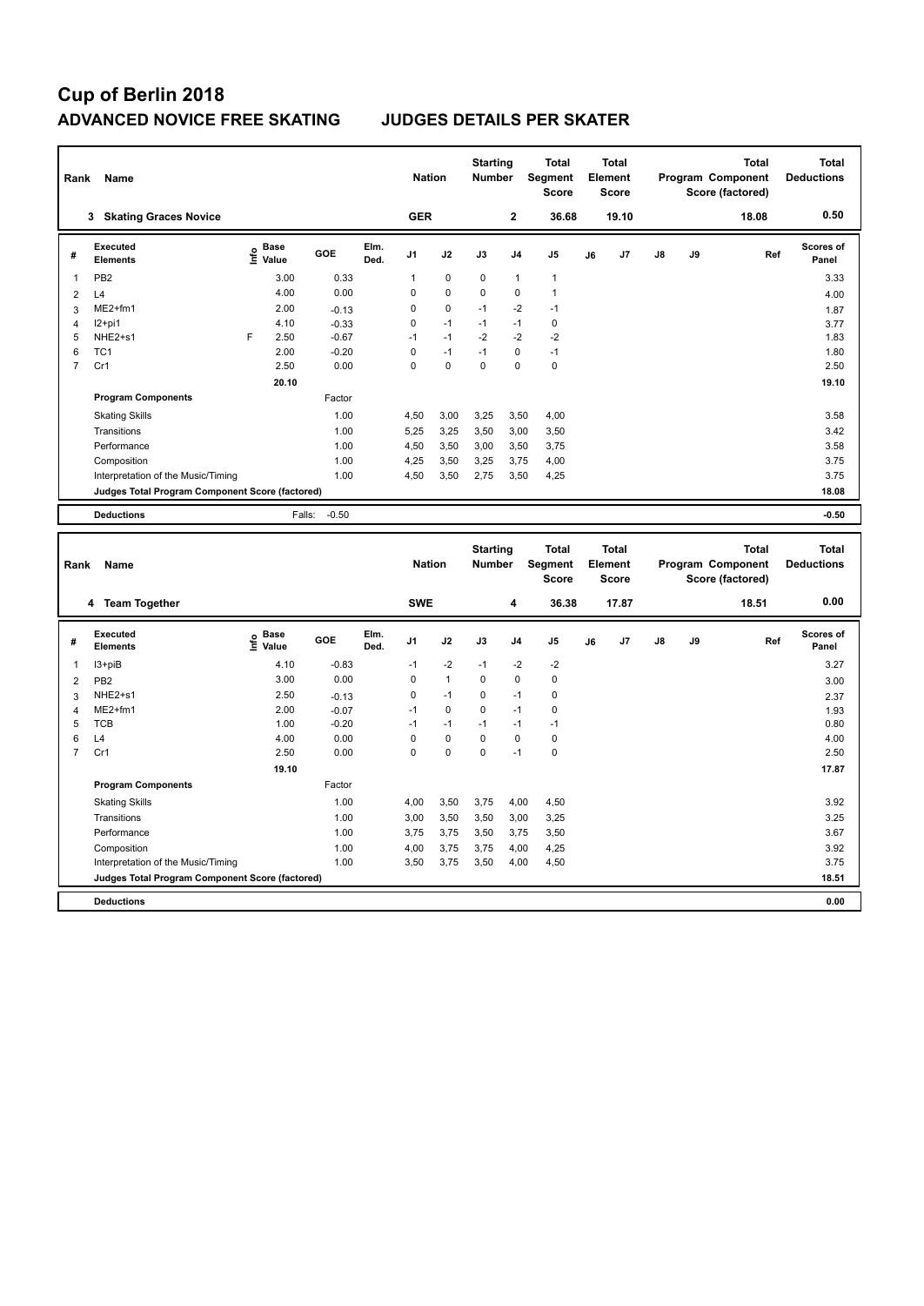# Cup of Berlin 2018

## ADVANCED NOVICE FREE SKATING JUDGES DETAILS PER SKATER

| Rank | Name | Nation | Starting Number | Total Segment Score | Total Element Score | Total Program Component Score (factored) | Total Deductions |
|---|---|---|---|---|---|---|---|
| 3 | Skating Graces Novice | GER | 2 | 36.68 | 19.10 | 18.08 | 0.50 |

| # | Executed Elements | Info | Base Value | GOE | Elm. Ded. | J1 | J2 | J3 | J4 | J5 | J6 | J7 | J8 | J9 | Ref | Scores of Panel |
|---|---|---|---|---|---|---|---|---|---|---|---|---|---|---|---|---|
| 1 | PB2 | | 3.00 | 0.33 | | 1 | 0 | 0 | 1 | 1 | | | | | | 3.33 |
| 2 | L4 | | 4.00 | 0.00 | | 0 | 0 | 0 | 0 | 1 | | | | | | 4.00 |
| 3 | ME2+fm1 | | 2.00 | -0.13 | | 0 | 0 | -1 | -2 | -1 | | | | | | 1.87 |
| 4 | I2+pi1 | | 4.10 | -0.33 | | 0 | -1 | -1 | -1 | 0 | | | | | | 3.77 |
| 5 | NHE2+s1 | F | 2.50 | -0.67 | | -1 | -1 | -2 | -2 | -2 | | | | | | 1.83 |
| 6 | TC1 | | 2.00 | -0.20 | | 0 | -1 | -1 | 0 | -1 | | | | | | 1.80 |
| 7 | Cr1 | | 2.50 | 0.00 | | 0 | 0 | 0 | 0 | 0 | | | | | | 2.50 |
| | | | 20.10 | | | | | | | | | | | | | 19.10 |

| Program Components | Factor | J1 | J2 | J3 | J4 | J5 | J6 | J7 | J8 | J9 | Ref | Scores of Panel |
|---|---|---|---|---|---|---|---|---|---|---|---|---|
| Skating Skills | 1.00 | 4,50 | 3,00 | 3,25 | 3,50 | 4,00 | | | | | | 3.58 |
| Transitions | 1.00 | 5,25 | 3,25 | 3,50 | 3,00 | 3,50 | | | | | | 3.42 |
| Performance | 1.00 | 4,50 | 3,50 | 3,00 | 3,50 | 3,75 | | | | | | 3.58 |
| Composition | 1.00 | 4,25 | 3,50 | 3,25 | 3,75 | 4,00 | | | | | | 3.75 |
| Interpretation of the Music/Timing | 1.00 | 4,50 | 3,50 | 2,75 | 3,50 | 4,25 | | | | | | 3.75 |
| Judges Total Program Component Score (factored) | | | | | | | | | | | | 18.08 |

| Deductions | Falls: | -0.50 | -0.50 |
|---|---|---|---|

| Rank | Name | Nation | Starting Number | Total Segment Score | Total Element Score | Total Program Component Score (factored) | Total Deductions |
|---|---|---|---|---|---|---|---|
| 4 | Team Together | SWE | 4 | 36.38 | 17.87 | 18.51 | 0.00 |

| # | Executed Elements | Info | Base Value | GOE | Elm. Ded. | J1 | J2 | J3 | J4 | J5 | J6 | J7 | J8 | J9 | Ref | Scores of Panel |
|---|---|---|---|---|---|---|---|---|---|---|---|---|---|---|---|---|
| 1 | I3+piB | | 4.10 | -0.83 | | -1 | -2 | -1 | -2 | -2 | | | | | | 3.27 |
| 2 | PB2 | | 3.00 | 0.00 | | 0 | 1 | 0 | 0 | 0 | | | | | | 3.00 |
| 3 | NHE2+s1 | | 2.50 | -0.13 | | 0 | -1 | 0 | -1 | 0 | | | | | | 2.37 |
| 4 | ME2+fm1 | | 2.00 | -0.07 | | -1 | 0 | 0 | -1 | 0 | | | | | | 1.93 |
| 5 | TCB | | 1.00 | -0.20 | | -1 | -1 | -1 | -1 | -1 | | | | | | 0.80 |
| 6 | L4 | | 4.00 | 0.00 | | 0 | 0 | 0 | 0 | 0 | | | | | | 4.00 |
| 7 | Cr1 | | 2.50 | 0.00 | | 0 | 0 | 0 | -1 | 0 | | | | | | 2.50 |
| | | | 19.10 | | | | | | | | | | | | | 17.87 |

| Program Components | Factor | J1 | J2 | J3 | J4 | J5 | J6 | J7 | J8 | J9 | Ref | Scores of Panel |
|---|---|---|---|---|---|---|---|---|---|---|---|---|
| Skating Skills | 1.00 | 4,00 | 3,50 | 3,75 | 4,00 | 4,50 | | | | | | 3.92 |
| Transitions | 1.00 | 3,00 | 3,50 | 3,50 | 3,00 | 3,25 | | | | | | 3.25 |
| Performance | 1.00 | 3,75 | 3,75 | 3,50 | 3,75 | 3,50 | | | | | | 3.67 |
| Composition | 1.00 | 4,00 | 3,75 | 3,75 | 4,00 | 4,25 | | | | | | 3.92 |
| Interpretation of the Music/Timing | 1.00 | 3,50 | 3,75 | 3,50 | 4,00 | 4,50 | | | | | | 3.75 |
| Judges Total Program Component Score (factored) | | | | | | | | | | | | 18.51 |

| Deductions | 0.00 |
|---|---|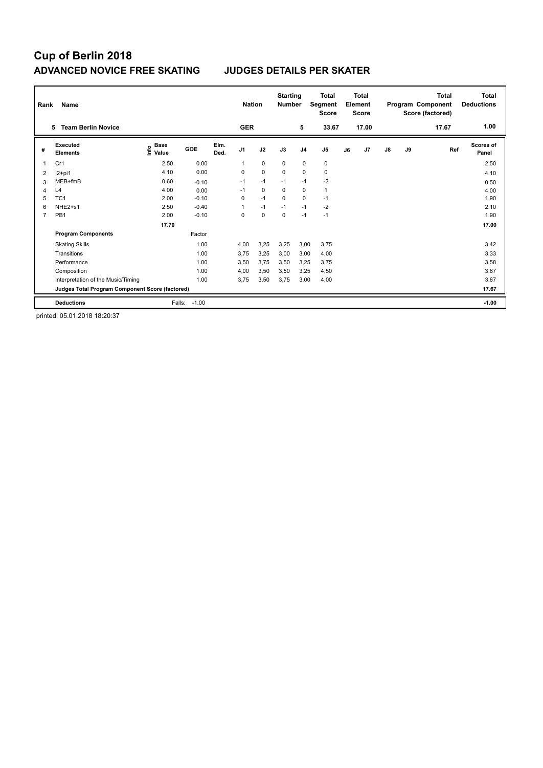# Cup of Berlin 2018

## ADVANCED NOVICE FREE SKATING JUDGES DETAILS PER SKATER

| Rank | Name | Nation | Starting Number | Total Segment Score | Total Element Score | Total Program Component Score (factored) | Total Deductions |
|---|---|---|---|---|---|---|---|
| 5 | Team Berlin Novice | GER | 5 | 33.67 | 17.00 | 17.67 | 1.00 |

| # | Executed Elements | Info | Base Value | GOE | Elm. Ded. | J1 | J2 | J3 | J4 | J5 | J6 | J7 | J8 | J9 | Ref | Scores of Panel |
|---|---|---|---|---|---|---|---|---|---|---|---|---|---|---|---|---|
| 1 | Cr1 | | 2.50 | 0.00 | | 1 | 0 | 0 | 0 | 0 | | | | | | 2.50 |
| 2 | I2+pi1 | | 4.10 | 0.00 | | 0 | 0 | 0 | 0 | 0 | | | | | | 4.10 |
| 3 | MEB+fmB | | 0.60 | -0.10 | | -1 | -1 | -1 | -1 | -2 | | | | | | 0.50 |
| 4 | L4 | | 4.00 | 0.00 | | -1 | 0 | 0 | 0 | 1 | | | | | | 4.00 |
| 5 | TC1 | | 2.00 | -0.10 | | 0 | -1 | 0 | 0 | -1 | | | | | | 1.90 |
| 6 | NHE2+s1 | | 2.50 | -0.40 | | 1 | -1 | -1 | -1 | -2 | | | | | | 2.10 |
| 7 | PB1 | | 2.00 | -0.10 | | 0 | 0 | 0 | -1 | -1 | | | | | | 1.90 |
| | | | 17.70 | | | | | | | | | | | | | 17.00 |
| | **Program Components** | | | Factor | | | | | | | | | | | | |
| | Skating Skills | | | 1.00 | | 4,00 | 3,25 | 3,25 | 3,00 | 3,75 | | | | | | 3.42 |
| | Transitions | | | 1.00 | | 3,75 | 3,25 | 3,00 | 3,00 | 4,00 | | | | | | 3.33 |
| | Performance | | | 1.00 | | 3,50 | 3,75 | 3,50 | 3,25 | 3,75 | | | | | | 3.58 |
| | Composition | | | 1.00 | | 4,00 | 3,50 | 3,50 | 3,25 | 4,50 | | | | | | 3.67 |
| | Interpretation of the Music/Timing | | | 1.00 | | 3,75 | 3,50 | 3,75 | 3,00 | 4,00 | | | | | | 3.67 |
| | **Judges Total Program Component Score (factored)** | | | | | | | | | | | | | | | 17.67 |
| | **Deductions** | | Falls: | -1.00 | | | | | | | | | | | | -1.00 |

printed: 05.01.2018 18:20:37